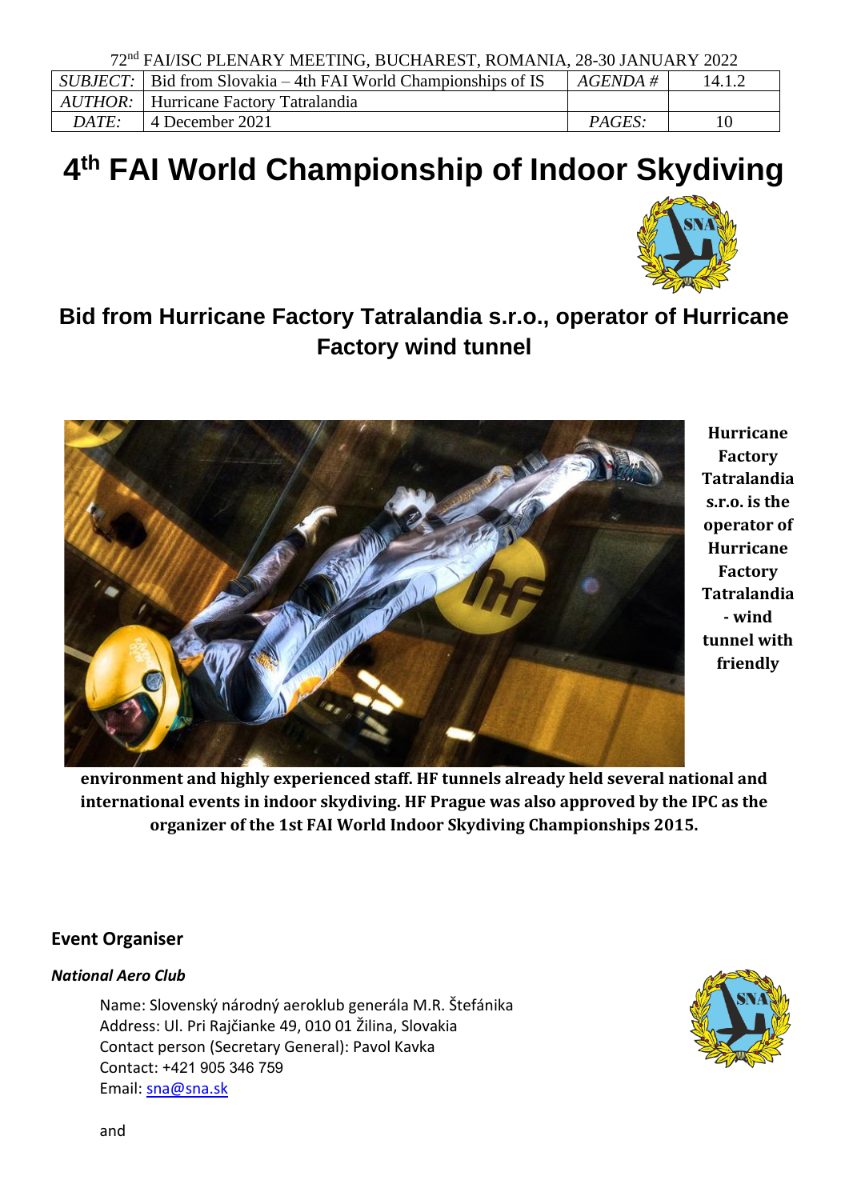72nd FAI/ISC PLENARY MEETING, BUCHAREST, ROMANIA, 28-30 JANUARY 2022

| *SUBJECT:* | Bid from Slovakia – 4th FAI World Championships of IS | *AGENDA #* | 14.1.2 |
|---|---|---|---|
| *AUTHOR:* | Hurricane Factory Tatralandia | | |
| *DATE:* | 4 December 2021 | *PAGES:* | 10 |

# 4th FAI World Championship of Indoor Skydiving

## Bid from Hurricane Factory Tatralandia s.r.o., operator of Hurricane Factory wind tunnel

**Hurricane Factory Tatralandia s.r.o. is the operator of Hurricane Factory Tatralandia - wind tunnel with friendly environment and highly experienced staff. HF tunnels already held several national and international events in indoor skydiving. HF Prague was also approved by the IPC as the organizer of the 1st FAI World Indoor Skydiving Championships 2015.**

### Event Organiser

*National Aero Club*

Name: Slovenský národný aeroklub generála M.R. Štefánika
Address: Ul. Pri Rajčianke 49, 010 01 Žilina, Slovakia
Contact person (Secretary General): Pavol Kavka
Contact: +421 905 346 759
Email: sna@sna.sk

and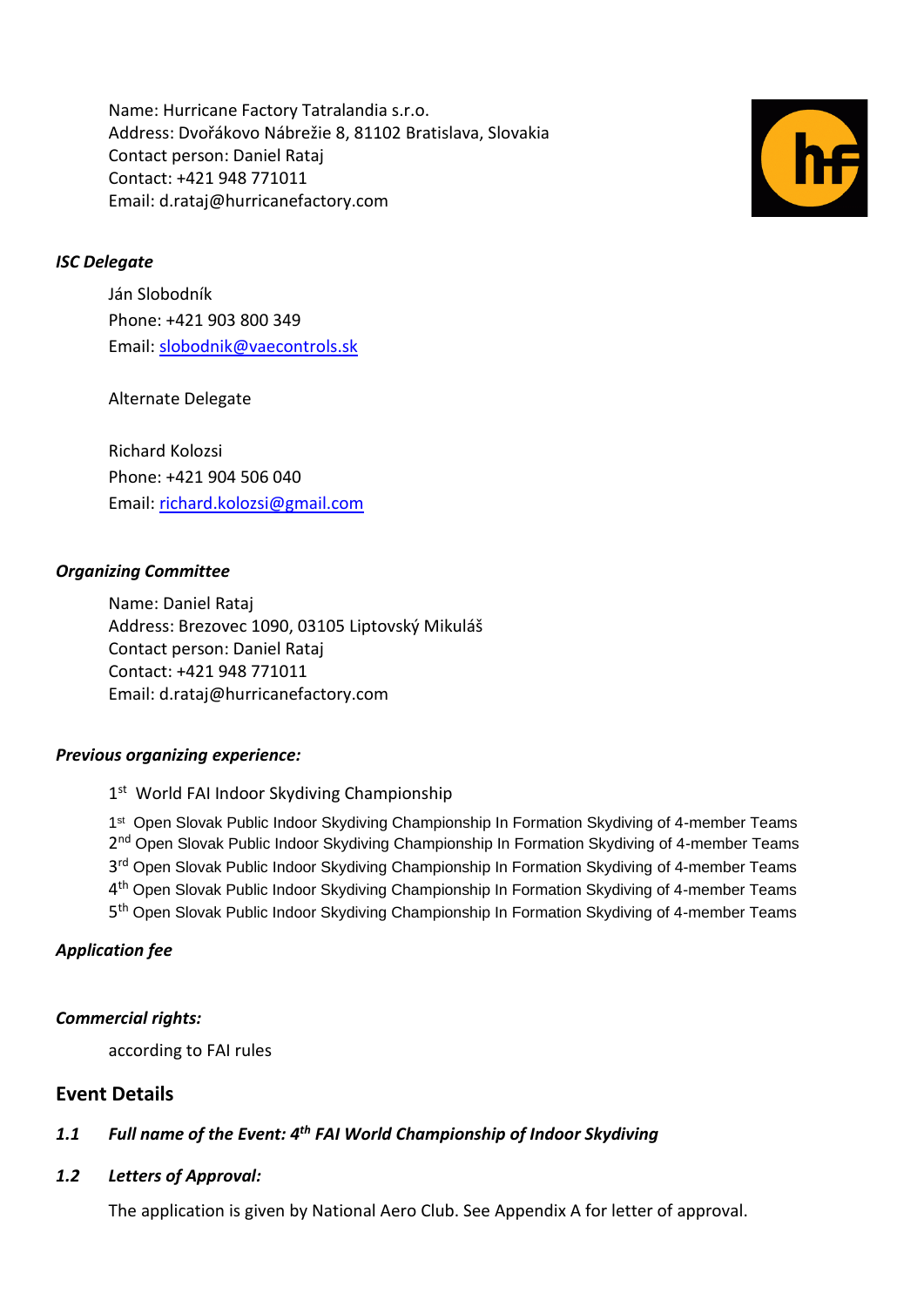Name: Hurricane Factory Tatralandia s.r.o.
Address: Dvořákovo Nábrežie 8, 81102 Bratislava, Slovakia
Contact person: Daniel Rataj
Contact: +421 948 771011
Email: d.rataj@hurricanefactory.com

### *ISC Delegate*

Ján Slobodník
Phone: +421 903 800 349
Email: slobodnik@vaecontrols.sk

Alternate Delegate

Richard Kolozsi
Phone: +421 904 506 040
Email: richard.kolozsi@gmail.com

### *Organizing Committee*

Name: Daniel Rataj
Address: Brezovec 1090, 03105 Liptovský Mikuláš
Contact person: Daniel Rataj
Contact: +421 948 771011
Email: d.rataj@hurricanefactory.com

### *Previous organizing experience:*

1st World FAI Indoor Skydiving Championship

1st Open Slovak Public Indoor Skydiving Championship In Formation Skydiving of 4-member Teams
2nd Open Slovak Public Indoor Skydiving Championship In Formation Skydiving of 4-member Teams
3rd Open Slovak Public Indoor Skydiving Championship In Formation Skydiving of 4-member Teams
4th Open Slovak Public Indoor Skydiving Championship In Formation Skydiving of 4-member Teams
5th Open Slovak Public Indoor Skydiving Championship In Formation Skydiving of 4-member Teams

### *Application fee*

### *Commercial rights:*

according to FAI rules

## Event Details

### *1.1 Full name of the Event: 4th FAI World Championship of Indoor Skydiving*

### *1.2 Letters of Approval:*

The application is given by National Aero Club. See Appendix A for letter of approval.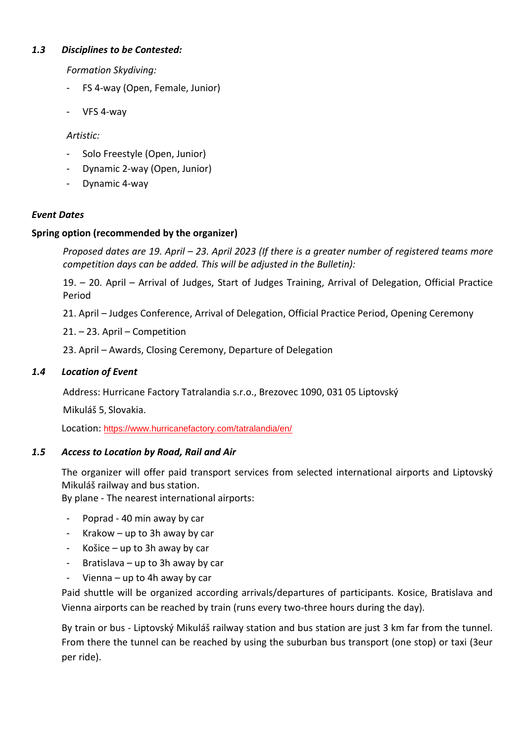### *1.3 Disciplines to be Contested:*

*Formation Skydiving:*

- FS 4-way (Open, Female, Junior)
- VFS 4-way

*Artistic:*

- Solo Freestyle (Open, Junior)
- Dynamic 2-way (Open, Junior)
- Dynamic 4-way

***Event Dates***

**Spring option (recommended by the organizer)**

*Proposed dates are 19. April – 23. April 2023 (If there is a greater number of registered teams more competition days can be added. This will be adjusted in the Bulletin):*

19. – 20. April – Arrival of Judges, Start of Judges Training, Arrival of Delegation, Official Practice Period

21. April – Judges Conference, Arrival of Delegation, Official Practice Period, Opening Ceremony

21. – 23. April – Competition

23. April – Awards, Closing Ceremony, Departure of Delegation

### *1.4 Location of Event*

Address: Hurricane Factory Tatralandia s.r.o., Brezovec 1090, 031 05 Liptovský Mikuláš 5, Slovakia.

Location: https://www.hurricanefactory.com/tatralandia/en/

### *1.5 Access to Location by Road, Rail and Air*

The organizer will offer paid transport services from selected international airports and Liptovský Mikuláš railway and bus station.
By plane - The nearest international airports:

- Poprad - 40 min away by car
- Krakow – up to 3h away by car
- Košice – up to 3h away by car
- Bratislava – up to 3h away by car
- Vienna – up to 4h away by car

Paid shuttle will be organized according arrivals/departures of participants. Kosice, Bratislava and Vienna airports can be reached by train (runs every two-three hours during the day).

By train or bus - Liptovský Mikuláš railway station and bus station are just 3 km far from the tunnel. From there the tunnel can be reached by using the suburban bus transport (one stop) or taxi (3eur per ride).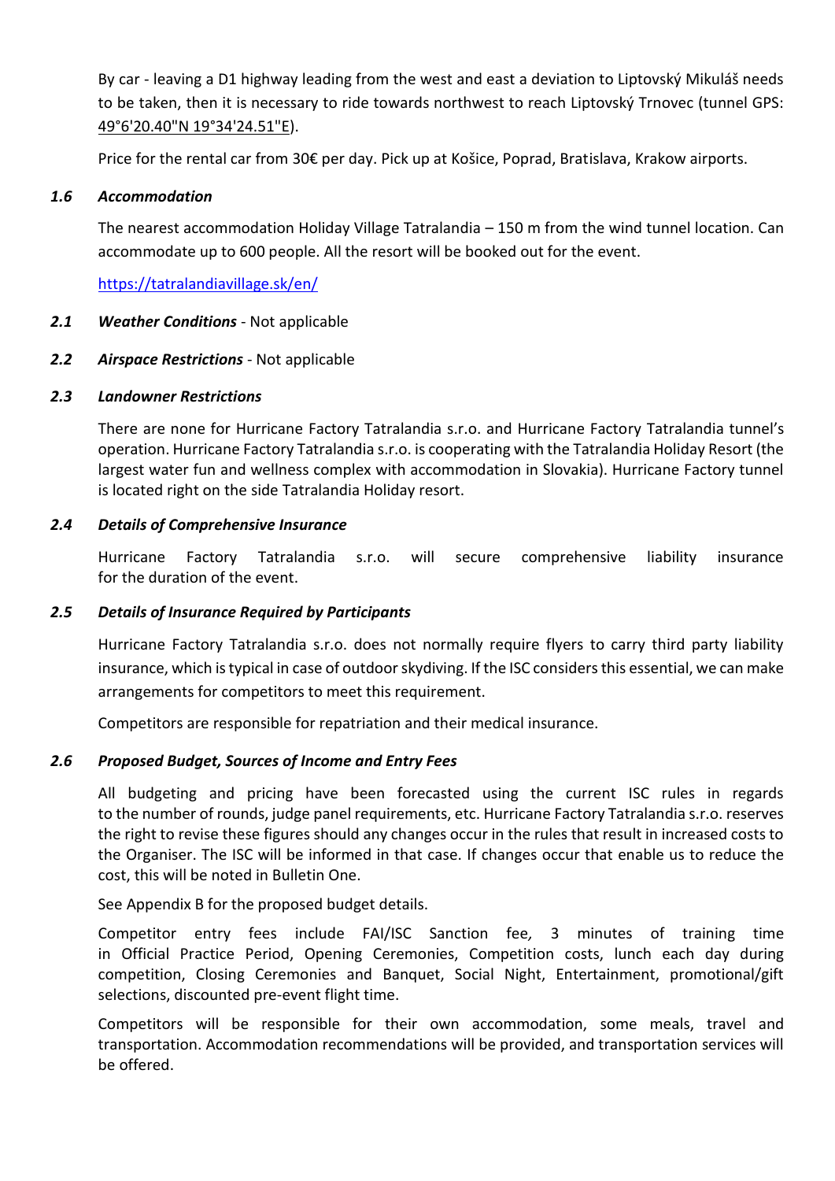By car - leaving a D1 highway leading from the west and east a deviation to Liptovský Mikuláš needs to be taken, then it is necessary to ride towards northwest to reach Liptovský Trnovec (tunnel GPS: 49°6'20.40"N 19°34'24.51"E).

Price for the rental car from 30€ per day. Pick up at Košice, Poprad, Bratislava, Krakow airports.

### *1.6 Accommodation*

The nearest accommodation Holiday Village Tatralandia – 150 m from the wind tunnel location. Can accommodate up to 600 people. All the resort will be booked out for the event.

https://tatralandiavillage.sk/en/

### *2.1 Weather Conditions* - Not applicable

### *2.2 Airspace Restrictions* - Not applicable

### *2.3 Landowner Restrictions*

There are none for Hurricane Factory Tatralandia s.r.o. and Hurricane Factory Tatralandia tunnel's operation. Hurricane Factory Tatralandia s.r.o. is cooperating with the Tatralandia Holiday Resort (the largest water fun and wellness complex with accommodation in Slovakia). Hurricane Factory tunnel is located right on the side Tatralandia Holiday resort.

### *2.4 Details of Comprehensive Insurance*

Hurricane Factory Tatralandia s.r.o. will secure comprehensive liability insurance for the duration of the event.

### *2.5 Details of Insurance Required by Participants*

Hurricane Factory Tatralandia s.r.o. does not normally require flyers to carry third party liability insurance, which is typical in case of outdoor skydiving. If the ISC considers this essential, we can make arrangements for competitors to meet this requirement.

Competitors are responsible for repatriation and their medical insurance.

### *2.6 Proposed Budget, Sources of Income and Entry Fees*

All budgeting and pricing have been forecasted using the current ISC rules in regards to the number of rounds, judge panel requirements, etc. Hurricane Factory Tatralandia s.r.o. reserves the right to revise these figures should any changes occur in the rules that result in increased costs to the Organiser. The ISC will be informed in that case. If changes occur that enable us to reduce the cost, this will be noted in Bulletin One.

See Appendix B for the proposed budget details.

Competitor entry fees include FAI/ISC Sanction fee, 3 minutes of training time in Official Practice Period, Opening Ceremonies, Competition costs, lunch each day during competition, Closing Ceremonies and Banquet, Social Night, Entertainment, promotional/gift selections, discounted pre-event flight time.

Competitors will be responsible for their own accommodation, some meals, travel and transportation. Accommodation recommendations will be provided, and transportation services will be offered.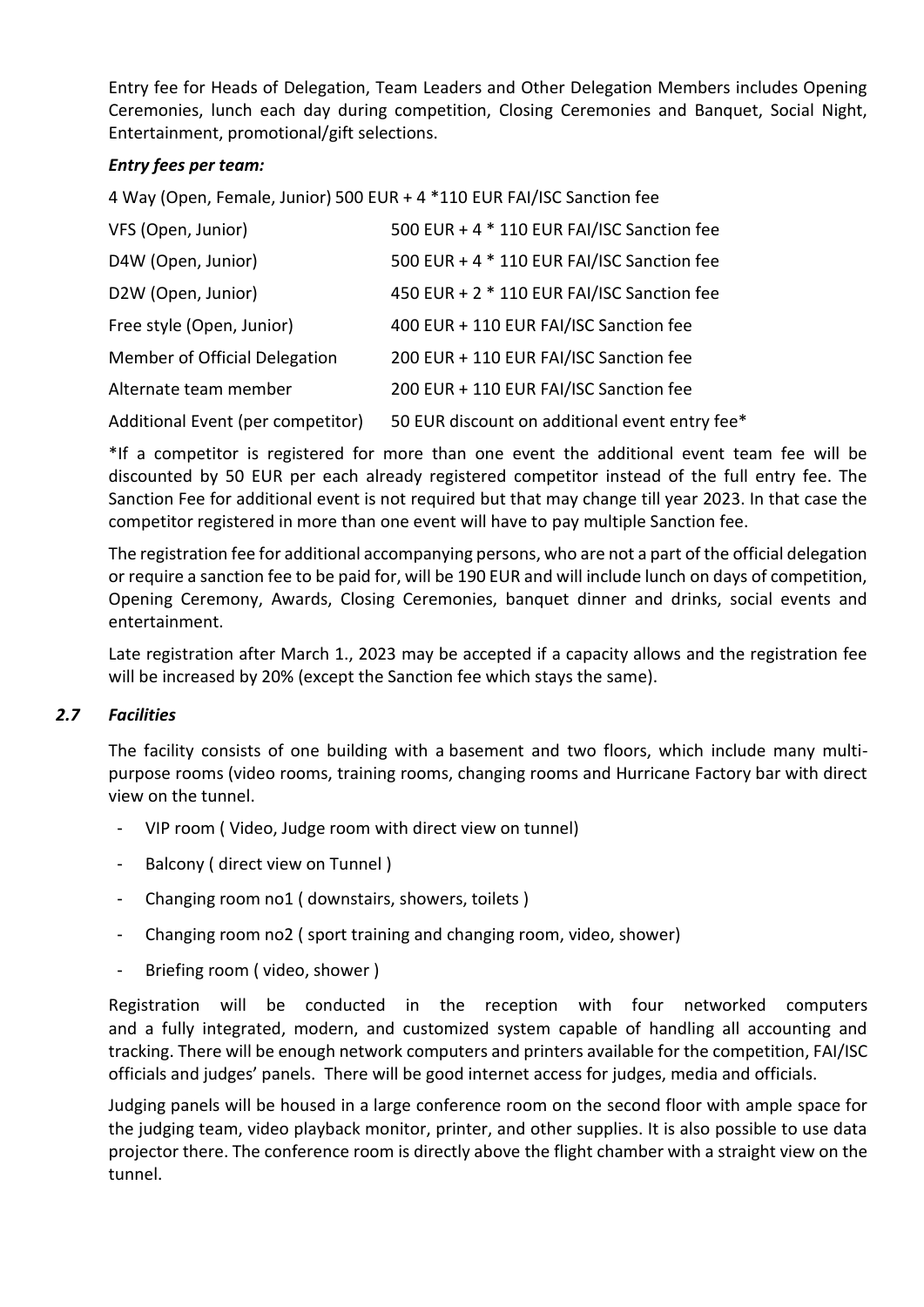Entry fee for Heads of Delegation, Team Leaders and Other Delegation Members includes Opening Ceremonies, lunch each day during competition, Closing Ceremonies and Banquet, Social Night, Entertainment, promotional/gift selections.

***Entry fees per team:***

4 Way (Open, Female, Junior) 500 EUR + 4 *110 EUR FAI/ISC Sanction fee

| | |
|---|---|
| VFS (Open, Junior) | 500 EUR + 4 * 110 EUR FAI/ISC Sanction fee |
| D4W (Open, Junior) | 500 EUR + 4 * 110 EUR FAI/ISC Sanction fee |
| D2W (Open, Junior) | 450 EUR + 2 * 110 EUR FAI/ISC Sanction fee |
| Free style (Open, Junior) | 400 EUR + 110 EUR FAI/ISC Sanction fee |
| Member of Official Delegation | 200 EUR + 110 EUR FAI/ISC Sanction fee |
| Alternate team member | 200 EUR + 110 EUR FAI/ISC Sanction fee |
| Additional Event (per competitor) | 50 EUR discount on additional event entry fee* |

*If a competitor is registered for more than one event the additional event team fee will be discounted by 50 EUR per each already registered competitor instead of the full entry fee. The Sanction Fee for additional event is not required but that may change till year 2023. In that case the competitor registered in more than one event will have to pay multiple Sanction fee.

The registration fee for additional accompanying persons, who are not a part of the official delegation or require a sanction fee to be paid for, will be 190 EUR and will include lunch on days of competition, Opening Ceremony, Awards, Closing Ceremonies, banquet dinner and drinks, social events and entertainment.

Late registration after March 1., 2023 may be accepted if a capacity allows and the registration fee will be increased by 20% (except the Sanction fee which stays the same).

### *2.7 Facilities*

The facility consists of one building with a basement and two floors, which include many multi-purpose rooms (video rooms, training rooms, changing rooms and Hurricane Factory bar with direct view on the tunnel.

- VIP room ( Video, Judge room with direct view on tunnel)
- Balcony ( direct view on Tunnel )
- Changing room no1 ( downstairs, showers, toilets )
- Changing room no2 ( sport training and changing room, video, shower)
- Briefing room ( video, shower )

Registration will be conducted in the reception with four networked computers and a fully integrated, modern, and customized system capable of handling all accounting and tracking. There will be enough network computers and printers available for the competition, FAI/ISC officials and judges' panels. There will be good internet access for judges, media and officials.

Judging panels will be housed in a large conference room on the second floor with ample space for the judging team, video playback monitor, printer, and other supplies. It is also possible to use data projector there. The conference room is directly above the flight chamber with a straight view on the tunnel.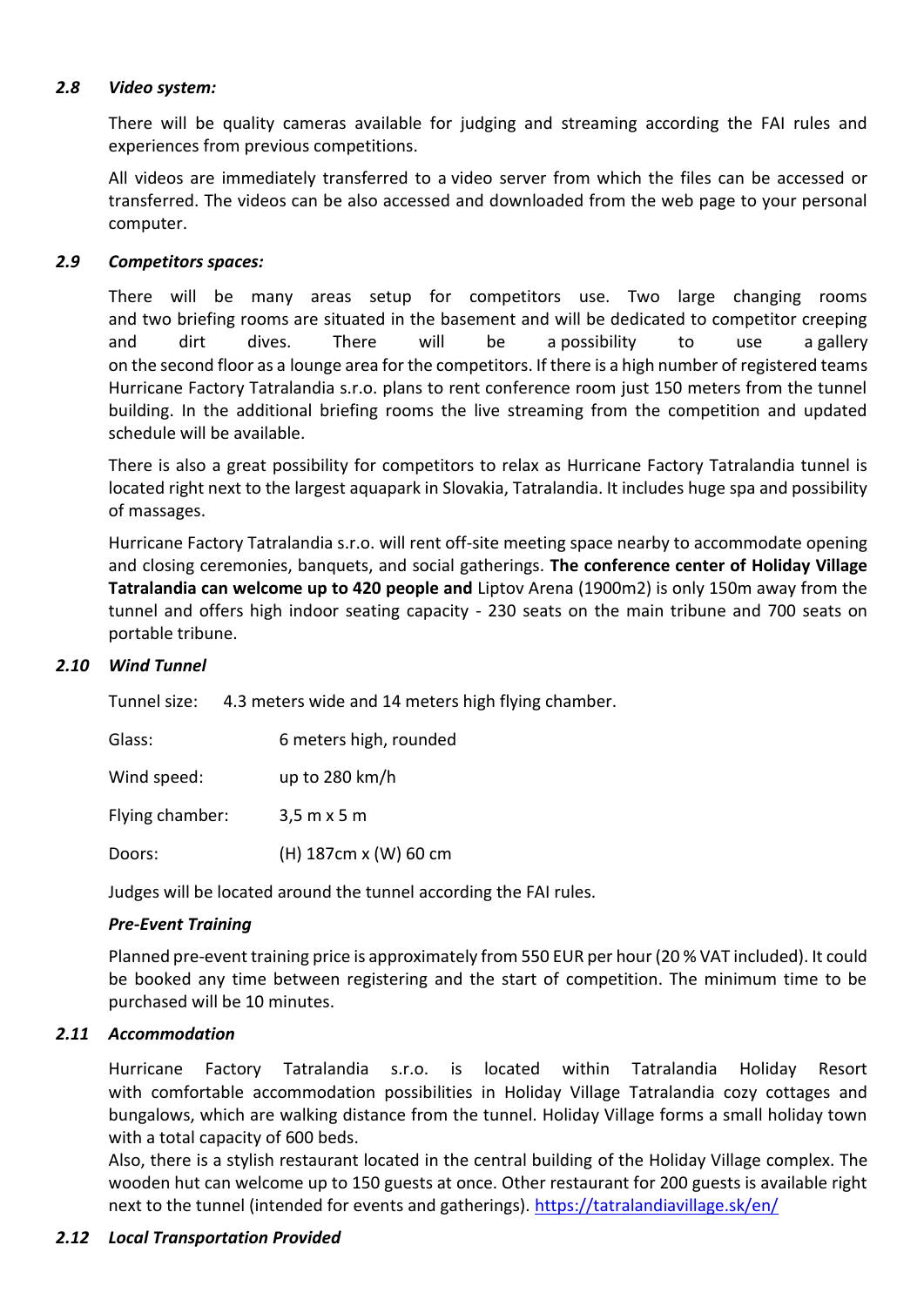### *2.8 Video system:*

There will be quality cameras available for judging and streaming according the FAI rules and experiences from previous competitions.

All videos are immediately transferred to a video server from which the files can be accessed or transferred. The videos can be also accessed and downloaded from the web page to your personal computer.

### *2.9 Competitors spaces:*

There will be many areas setup for competitors use. Two large changing rooms and two briefing rooms are situated in the basement and will be dedicated to competitor creeping and dirt dives. There will be a possibility to use a gallery on the second floor as a lounge area for the competitors. If there is a high number of registered teams Hurricane Factory Tatralandia s.r.o. plans to rent conference room just 150 meters from the tunnel building. In the additional briefing rooms the live streaming from the competition and updated schedule will be available.

There is also a great possibility for competitors to relax as Hurricane Factory Tatralandia tunnel is located right next to the largest aquapark in Slovakia, Tatralandia. It includes huge spa and possibility of massages.

Hurricane Factory Tatralandia s.r.o. will rent off-site meeting space nearby to accommodate opening and closing ceremonies, banquets, and social gatherings. **The conference center of Holiday Village Tatralandia can welcome up to 420 people and** Liptov Arena (1900m2) is only 150m away from the tunnel and offers high indoor seating capacity - 230 seats on the main tribune and 700 seats on portable tribune.

### *2.10 Wind Tunnel*

Tunnel size: 4.3 meters wide and 14 meters high flying chamber.

Glass: 6 meters high, rounded

Wind speed: up to 280 km/h

Flying chamber: 3,5 m x 5 m

Doors: (H) 187cm x (W) 60 cm

Judges will be located around the tunnel according the FAI rules.

***Pre-Event Training***

Planned pre-event training price is approximately from 550 EUR per hour (20 % VAT included). It could be booked any time between registering and the start of competition. The minimum time to be purchased will be 10 minutes.

### *2.11 Accommodation*

Hurricane Factory Tatralandia s.r.o. is located within Tatralandia Holiday Resort with comfortable accommodation possibilities in Holiday Village Tatralandia cozy cottages and bungalows, which are walking distance from the tunnel. Holiday Village forms a small holiday town with a total capacity of 600 beds.
Also, there is a stylish restaurant located in the central building of the Holiday Village complex. The wooden hut can welcome up to 150 guests at once. Other restaurant for 200 guests is available right next to the tunnel (intended for events and gatherings). https://tatralandiavillage.sk/en/

### *2.12 Local Transportation Provided*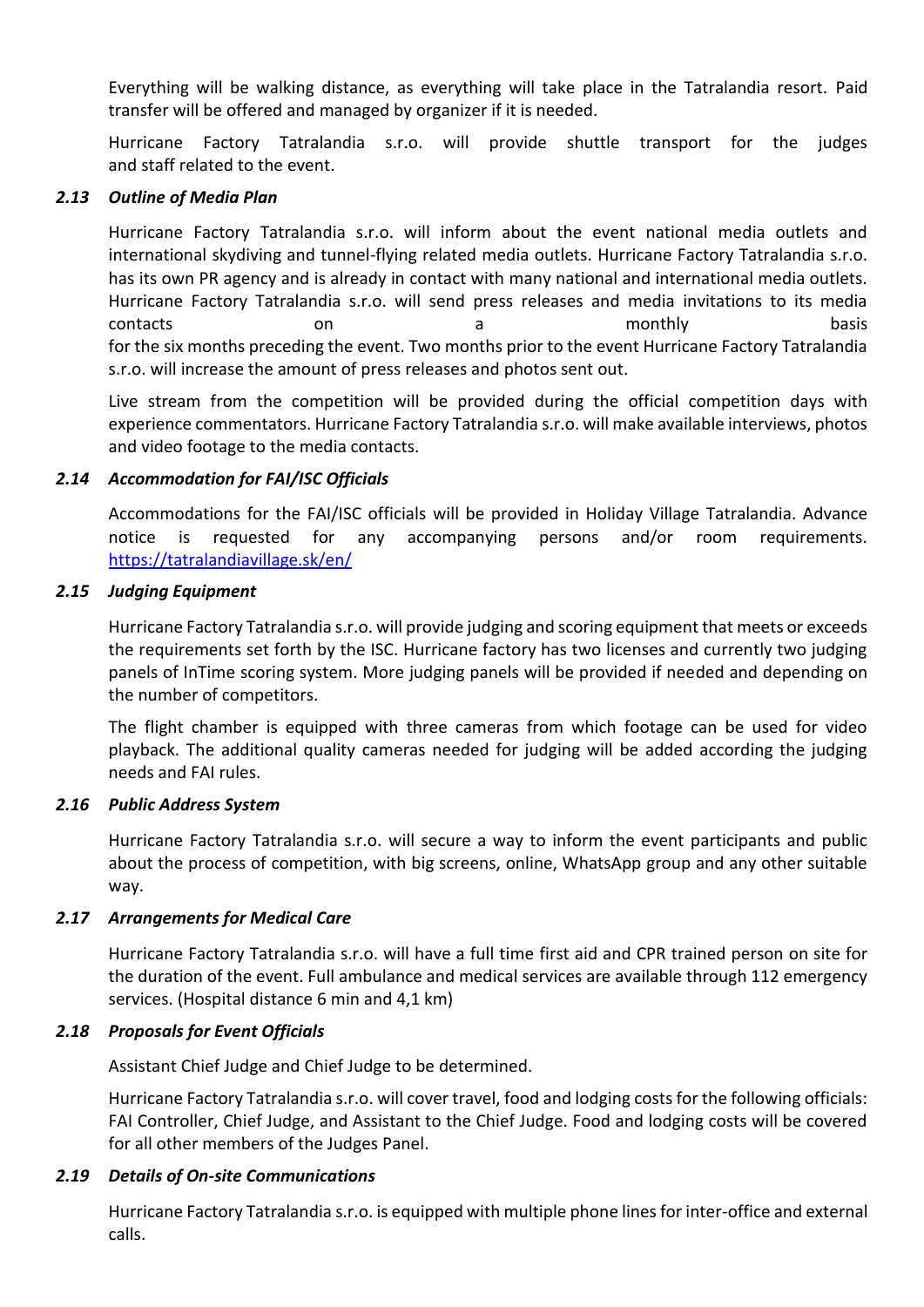Everything will be walking distance, as everything will take place in the Tatralandia resort. Paid transfer will be offered and managed by organizer if it is needed.

Hurricane Factory Tatralandia s.r.o. will provide shuttle transport for the judges and staff related to the event.

### *2.13 Outline of Media Plan*

Hurricane Factory Tatralandia s.r.o. will inform about the event national media outlets and international skydiving and tunnel-flying related media outlets. Hurricane Factory Tatralandia s.r.o. has its own PR agency and is already in contact with many national and international media outlets. Hurricane Factory Tatralandia s.r.o. will send press releases and media invitations to its media contacts on a monthly basis for the six months preceding the event. Two months prior to the event Hurricane Factory Tatralandia s.r.o. will increase the amount of press releases and photos sent out.

Live stream from the competition will be provided during the official competition days with experience commentators. Hurricane Factory Tatralandia s.r.o. will make available interviews, photos and video footage to the media contacts.

### *2.14 Accommodation for FAI/ISC Officials*

Accommodations for the FAI/ISC officials will be provided in Holiday Village Tatralandia. Advance notice is requested for any accompanying persons and/or room requirements. https://tatralandiavillage.sk/en/

### *2.15 Judging Equipment*

Hurricane Factory Tatralandia s.r.o. will provide judging and scoring equipment that meets or exceeds the requirements set forth by the ISC. Hurricane factory has two licenses and currently two judging panels of InTime scoring system. More judging panels will be provided if needed and depending on the number of competitors.

The flight chamber is equipped with three cameras from which footage can be used for video playback. The additional quality cameras needed for judging will be added according the judging needs and FAI rules.

### *2.16 Public Address System*

Hurricane Factory Tatralandia s.r.o. will secure a way to inform the event participants and public about the process of competition, with big screens, online, WhatsApp group and any other suitable way.

### *2.17 Arrangements for Medical Care*

Hurricane Factory Tatralandia s.r.o. will have a full time first aid and CPR trained person on site for the duration of the event. Full ambulance and medical services are available through 112 emergency services. (Hospital distance 6 min and 4,1 km)

### *2.18 Proposals for Event Officials*

Assistant Chief Judge and Chief Judge to be determined.

Hurricane Factory Tatralandia s.r.o. will cover travel, food and lodging costs for the following officials: FAI Controller, Chief Judge, and Assistant to the Chief Judge. Food and lodging costs will be covered for all other members of the Judges Panel.

### *2.19 Details of On-site Communications*

Hurricane Factory Tatralandia s.r.o. is equipped with multiple phone lines for inter-office and external calls.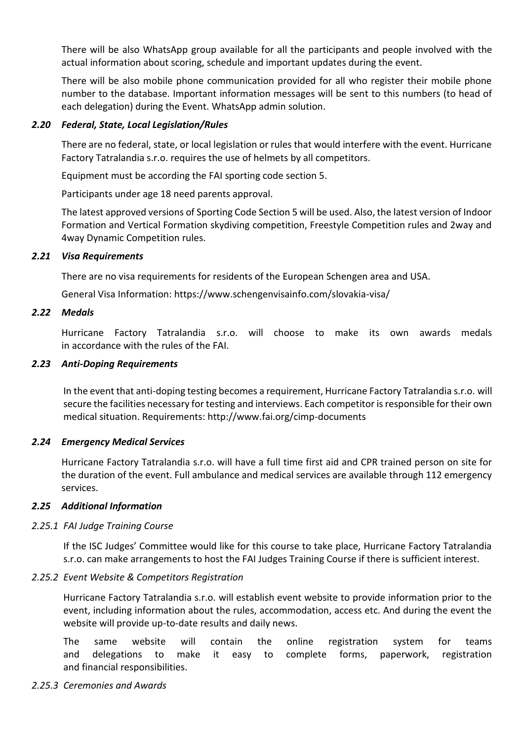There will be also WhatsApp group available for all the participants and people involved with the actual information about scoring, schedule and important updates during the event.

There will be also mobile phone communication provided for all who register their mobile phone number to the database. Important information messages will be sent to this numbers (to head of each delegation) during the Event. WhatsApp admin solution.

### *2.20 Federal, State, Local Legislation/Rules*

There are no federal, state, or local legislation or rules that would interfere with the event. Hurricane Factory Tatralandia s.r.o. requires the use of helmets by all competitors.

Equipment must be according the FAI sporting code section 5.

Participants under age 18 need parents approval.

The latest approved versions of Sporting Code Section 5 will be used. Also, the latest version of Indoor Formation and Vertical Formation skydiving competition, Freestyle Competition rules and 2way and 4way Dynamic Competition rules.

### *2.21 Visa Requirements*

There are no visa requirements for residents of the European Schengen area and USA.

General Visa Information: https://www.schengenvisainfo.com/slovakia-visa/

### *2.22 Medals*

Hurricane Factory Tatralandia s.r.o. will choose to make its own awards medals in accordance with the rules of the FAI.

### *2.23 Anti-Doping Requirements*

In the event that anti-doping testing becomes a requirement, Hurricane Factory Tatralandia s.r.o. will secure the facilities necessary for testing and interviews. Each competitor is responsible for their own medical situation. Requirements: http://www.fai.org/cimp-documents

### *2.24 Emergency Medical Services*

Hurricane Factory Tatralandia s.r.o. will have a full time first aid and CPR trained person on site for the duration of the event. Full ambulance and medical services are available through 112 emergency services.

### *2.25 Additional Information*

#### *2.25.1 FAI Judge Training Course*

If the ISC Judges' Committee would like for this course to take place, Hurricane Factory Tatralandia s.r.o. can make arrangements to host the FAI Judges Training Course if there is sufficient interest.

#### *2.25.2 Event Website & Competitors Registration*

Hurricane Factory Tatralandia s.r.o. will establish event website to provide information prior to the event, including information about the rules, accommodation, access etc. And during the event the website will provide up-to-date results and daily news.

The same website will contain the online registration system for teams and delegations to make it easy to complete forms, paperwork, registration and financial responsibilities.

#### *2.25.3 Ceremonies and Awards*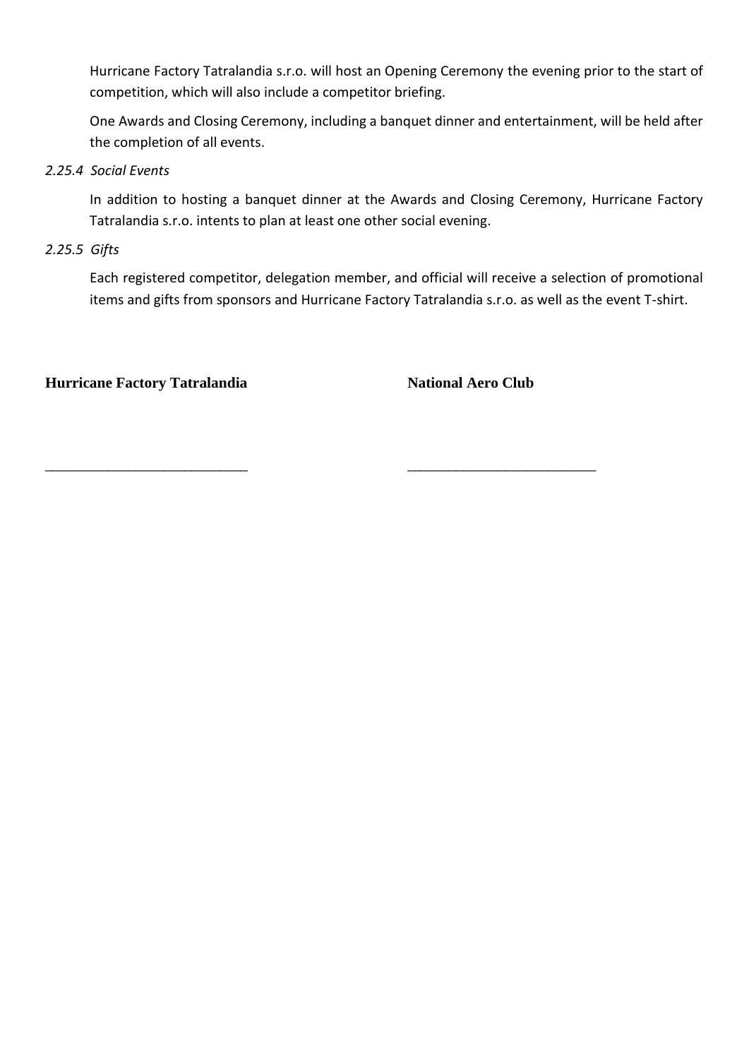Hurricane Factory Tatralandia s.r.o. will host an Opening Ceremony the evening prior to the start of competition, which will also include a competitor briefing.

One Awards and Closing Ceremony, including a banquet dinner and entertainment, will be held after the completion of all events.

*2.25.4 Social Events*

In addition to hosting a banquet dinner at the Awards and Closing Ceremony, Hurricane Factory Tatralandia s.r.o. intents to plan at least one other social evening.

*2.25.5 Gifts*

Each registered competitor, delegation member, and official will receive a selection of promotional items and gifts from sponsors and Hurricane Factory Tatralandia s.r.o. as well as the event T-shirt.

**Hurricane Factory Tatralandia**

____________________________

**National Aero Club**

__________________________